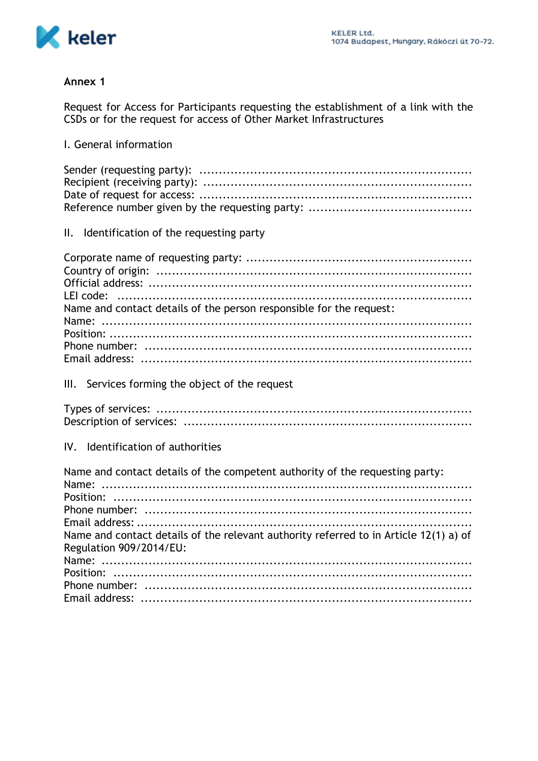## Annex 1

Request for Access for Participants requesting the establishment of a link with the CSDs or for the request for access of Other Market Infrastructures

### I. General information

Sender (requesting party): ......................................................................
Recipient (receiving party): ....................................................................
Date of request for access: .....................................................................
Reference number given by the requesting party: ..........................................

### II. Identification of the requesting party

Corporate name of requesting party: .........................................................
Country of origin: ...............................................................................
Official address: .................................................................................
LEI code: ..........................................................................................
Name and contact details of the person responsible for the request:
Name: ..............................................................................................
Position: ...........................................................................................
Phone number: ...................................................................................
Email address: ...................................................................................

### III. Services forming the object of the request

Types of services: ................................................................................
Description of services: .........................................................................

### IV. Identification of authorities

Name and contact details of the competent authority of the requesting party:
Name: ..............................................................................................
Position: ...........................................................................................
Phone number: ...................................................................................
Email address: ....................................................................................
Name and contact details of the relevant authority referred to in Article 12(1) a) of Regulation 909/2014/EU:
Name: ..............................................................................................
Position: ...........................................................................................
Phone number: ...................................................................................
Email address: ...................................................................................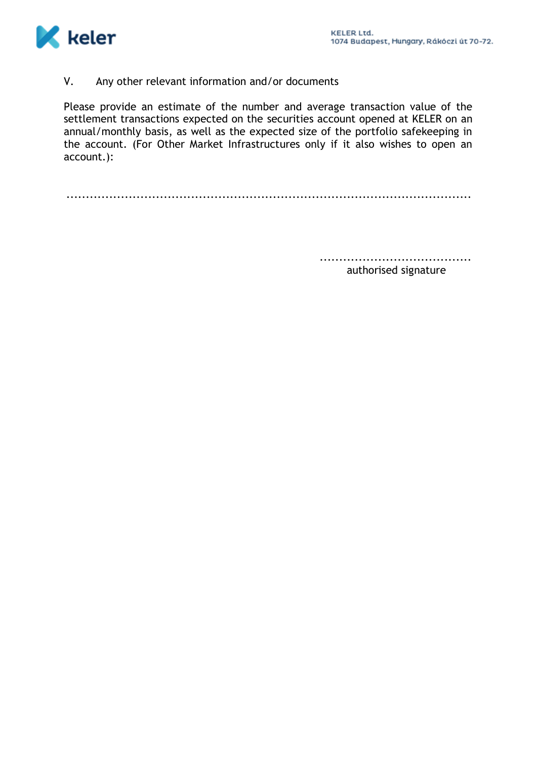## V. Any other relevant information and/or documents

Please provide an estimate of the number and average transaction value of the settlement transactions expected on the securities account opened at KELER on an annual/monthly basis, as well as the expected size of the portfolio safekeeping in the account. (For Other Market Infrastructures only if it also wishes to open an account.):

..................................................................................................

.......................................
authorised signature